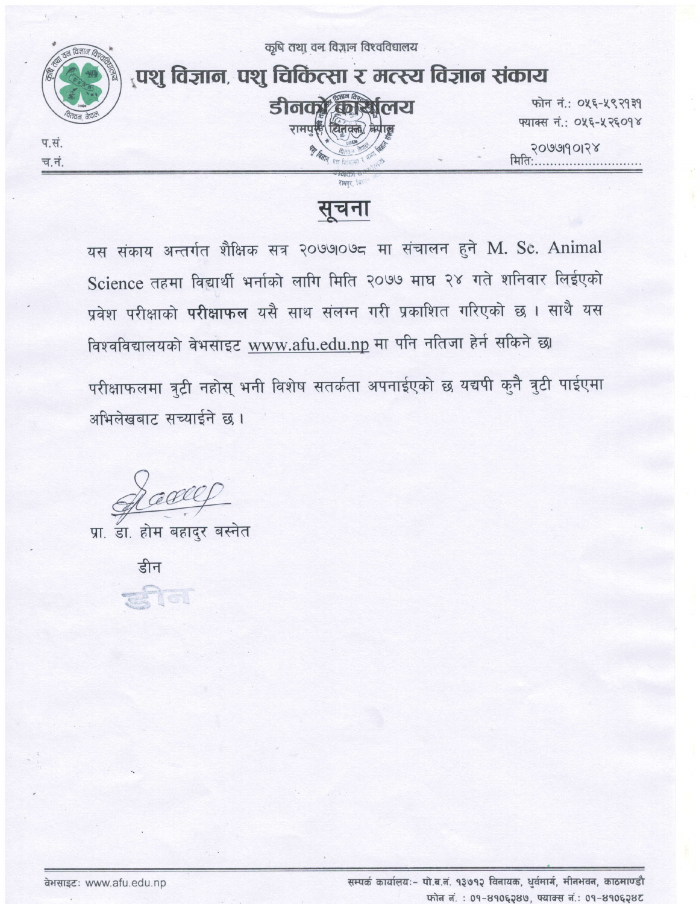कृषि तथा वन विज्ञान विश्वविद्यालय

# पशु विज्ञान, पशु चिकित्सा र मत्स्य विज्ञान संकाय

## डीनको कार्यालय

रामपुर, चितवन, नेपाल

फोन नं.: ०५६-५९२१३१
फ्याक्स नं.: ०५६-५२६०१४

प.सं.
च.नं.

मिति: २०७७।१०।२४

## सूचना

यस संकाय अन्तर्गत शैक्षिक सत्र २०७७।०७८ मा संचालन हुने M. Sc. Animal Science तहमा विद्यार्थी भर्नाको लागि मिति २०७७ माघ २४ गते शनिवार लिईएको प्रवेश परीक्षाको **परीक्षाफल** यसै साथ संलग्न गरी प्रकाशित गरिएको छ । साथै यस विश्वविद्यालयको वेभसाइट www.afu.edu.np मा पनि नतिजा हेर्न सकिने छ।

परीक्षाफलमा त्रुटी नहोस् भनी विशेष सतर्कता अपनाईएको छ यद्यपी कुनै त्रुटी पाईएमा अभिलेखबाट सच्याईने छ ।

प्रा. डा. होम बहादुर बस्नेत

डीन

वेभसाइट: www.afu.edu.np

सम्पर्क कार्यालय:- पो.ब.नं. १३७१२ विनायक, धुर्वमार्ग, मीनभवन, काठमाण्डौ
फोन नं. : ०१-४१०६२४७, फ्याक्स नं.: ०१-४१०६२४८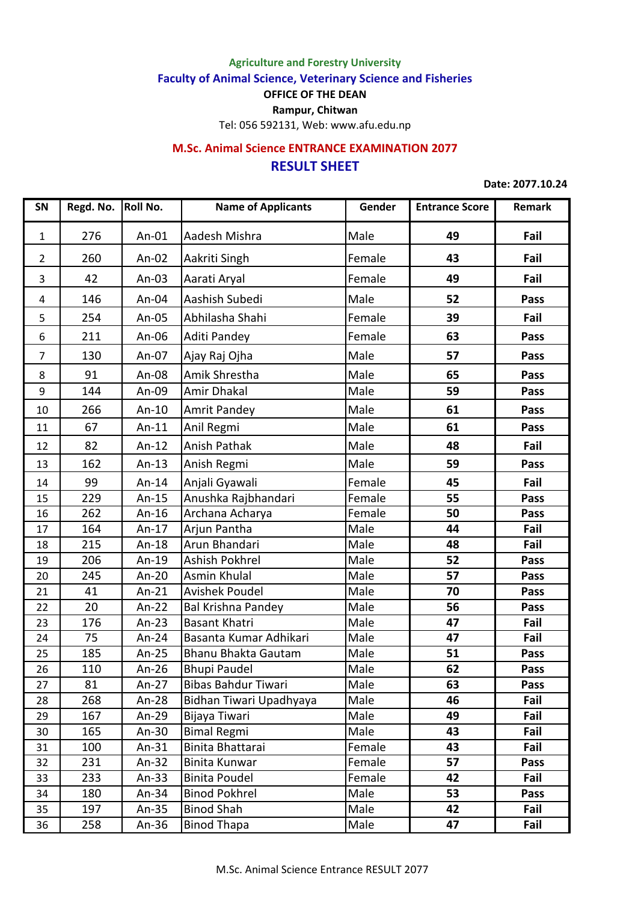Agriculture and Forestry University

Faculty of Animal Science, Veterinary Science and Fisheries

**OFFICE OF THE DEAN**

**Rampur, Chitwan**

Tel: 056 592131, Web: www.afu.edu.np

## M.Sc. Animal Science ENTRANCE EXAMINATION 2077

## RESULT SHEET

**Date: 2077.10.24**

| SN | Regd. No. | Roll No. | Name of Applicants | Gender | Entrance Score | Remark |
|---|---|---|---|---|---|---|
| 1 | 276 | An-01 | Aadesh Mishra | Male | **49** | **Fail** |
| 2 | 260 | An-02 | Aakriti Singh | Female | **43** | **Fail** |
| 3 | 42 | An-03 | Aarati Aryal | Female | **49** | **Fail** |
| 4 | 146 | An-04 | Aashish Subedi | Male | **52** | **Pass** |
| 5 | 254 | An-05 | Abhilasha Shahi | Female | **39** | **Fail** |
| 6 | 211 | An-06 | Aditi Pandey | Female | **63** | **Pass** |
| 7 | 130 | An-07 | Ajay Raj Ojha | Male | **57** | **Pass** |
| 8 | 91 | An-08 | Amik Shrestha | Male | **65** | **Pass** |
| 9 | 144 | An-09 | Amir Dhakal | Male | **59** | **Pass** |
| 10 | 266 | An-10 | Amrit Pandey | Male | **61** | **Pass** |
| 11 | 67 | An-11 | Anil Regmi | Male | **61** | **Pass** |
| 12 | 82 | An-12 | Anish Pathak | Male | **48** | **Fail** |
| 13 | 162 | An-13 | Anish Regmi | Male | **59** | **Pass** |
| 14 | 99 | An-14 | Anjali Gyawali | Female | **45** | **Fail** |
| 15 | 229 | An-15 | Anushka Rajbhandari | Female | **55** | **Pass** |
| 16 | 262 | An-16 | Archana Acharya | Female | **50** | **Pass** |
| 17 | 164 | An-17 | Arjun Pantha | Male | **44** | **Fail** |
| 18 | 215 | An-18 | Arun Bhandari | Male | **48** | **Fail** |
| 19 | 206 | An-19 | Ashish Pokhrel | Male | **52** | **Pass** |
| 20 | 245 | An-20 | Asmin Khulal | Male | **57** | **Pass** |
| 21 | 41 | An-21 | Avishek Poudel | Male | **70** | **Pass** |
| 22 | 20 | An-22 | Bal Krishna Pandey | Male | **56** | **Pass** |
| 23 | 176 | An-23 | Basant Khatri | Male | **47** | **Fail** |
| 24 | 75 | An-24 | Basanta Kumar Adhikari | Male | **47** | **Fail** |
| 25 | 185 | An-25 | Bhanu Bhakta Gautam | Male | **51** | **Pass** |
| 26 | 110 | An-26 | Bhupi Paudel | Male | **62** | **Pass** |
| 27 | 81 | An-27 | Bibas Bahdur Tiwari | Male | **63** | **Pass** |
| 28 | 268 | An-28 | Bidhan Tiwari Upadhyaya | Male | **46** | **Fail** |
| 29 | 167 | An-29 | Bijaya Tiwari | Male | **49** | **Fail** |
| 30 | 165 | An-30 | Bimal Regmi | Male | **43** | **Fail** |
| 31 | 100 | An-31 | Binita Bhattarai | Female | **43** | **Fail** |
| 32 | 231 | An-32 | Binita Kunwar | Female | **57** | **Pass** |
| 33 | 233 | An-33 | Binita Poudel | Female | **42** | **Fail** |
| 34 | 180 | An-34 | Binod Pokhrel | Male | **53** | **Pass** |
| 35 | 197 | An-35 | Binod Shah | Male | **42** | **Fail** |
| 36 | 258 | An-36 | Binod Thapa | Male | **47** | **Fail** |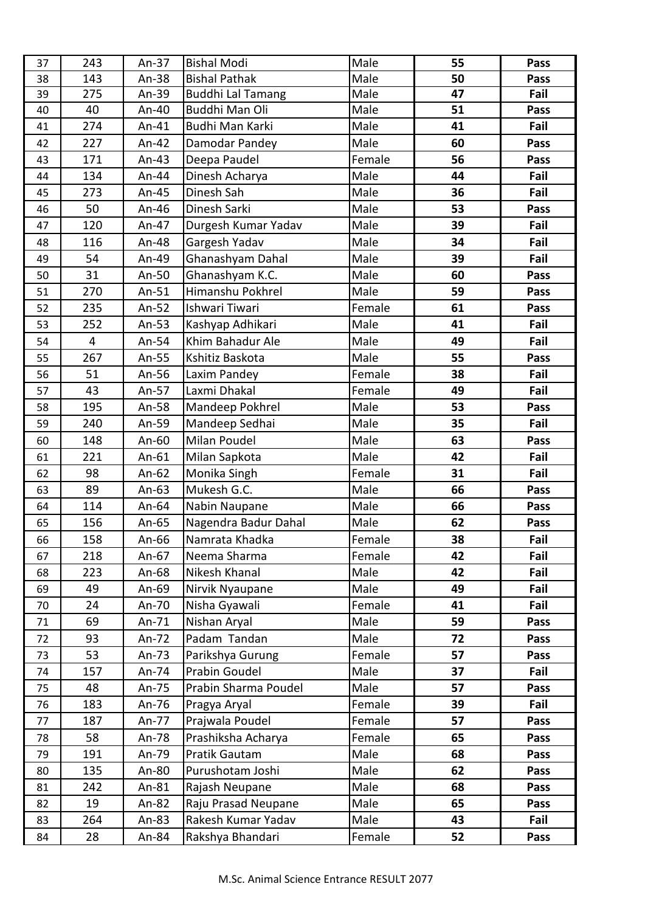| | | | | | | |
|---|---|---|---|---|---|---|
| 37 | 243 | An-37 | Bishal Modi | Male | **55** | **Pass** |
| 38 | 143 | An-38 | Bishal Pathak | Male | **50** | **Pass** |
| 39 | 275 | An-39 | Buddhi Lal Tamang | Male | **47** | **Fail** |
| 40 | 40 | An-40 | Buddhi Man Oli | Male | **51** | **Pass** |
| 41 | 274 | An-41 | Budhi Man Karki | Male | **41** | **Fail** |
| 42 | 227 | An-42 | Damodar Pandey | Male | **60** | **Pass** |
| 43 | 171 | An-43 | Deepa Paudel | Female | **56** | **Pass** |
| 44 | 134 | An-44 | Dinesh Acharya | Male | **44** | **Fail** |
| 45 | 273 | An-45 | Dinesh Sah | Male | **36** | **Fail** |
| 46 | 50 | An-46 | Dinesh Sarki | Male | **53** | **Pass** |
| 47 | 120 | An-47 | Durgesh Kumar Yadav | Male | **39** | **Fail** |
| 48 | 116 | An-48 | Gargesh Yadav | Male | **34** | **Fail** |
| 49 | 54 | An-49 | Ghanashyam Dahal | Male | **39** | **Fail** |
| 50 | 31 | An-50 | Ghanashyam K.C. | Male | **60** | **Pass** |
| 51 | 270 | An-51 | Himanshu Pokhrel | Male | **59** | **Pass** |
| 52 | 235 | An-52 | Ishwari Tiwari | Female | **61** | **Pass** |
| 53 | 252 | An-53 | Kashyap Adhikari | Male | **41** | **Fail** |
| 54 | 4 | An-54 | Khim Bahadur Ale | Male | **49** | **Fail** |
| 55 | 267 | An-55 | Kshitiz Baskota | Male | **55** | **Pass** |
| 56 | 51 | An-56 | Laxim Pandey | Female | **38** | **Fail** |
| 57 | 43 | An-57 | Laxmi Dhakal | Female | **49** | **Fail** |
| 58 | 195 | An-58 | Mandeep Pokhrel | Male | **53** | **Pass** |
| 59 | 240 | An-59 | Mandeep Sedhai | Male | **35** | **Fail** |
| 60 | 148 | An-60 | Milan Poudel | Male | **63** | **Pass** |
| 61 | 221 | An-61 | Milan Sapkota | Male | **42** | **Fail** |
| 62 | 98 | An-62 | Monika Singh | Female | **31** | **Fail** |
| 63 | 89 | An-63 | Mukesh G.C. | Male | **66** | **Pass** |
| 64 | 114 | An-64 | Nabin Naupane | Male | **66** | **Pass** |
| 65 | 156 | An-65 | Nagendra Badur Dahal | Male | **62** | **Pass** |
| 66 | 158 | An-66 | Namrata Khadka | Female | **38** | **Fail** |
| 67 | 218 | An-67 | Neema Sharma | Female | **42** | **Fail** |
| 68 | 223 | An-68 | Nikesh Khanal | Male | **42** | **Fail** |
| 69 | 49 | An-69 | Nirvik Nyaupane | Male | **49** | **Fail** |
| 70 | 24 | An-70 | Nisha Gyawali | Female | **41** | **Fail** |
| 71 | 69 | An-71 | Nishan Aryal | Male | **59** | **Pass** |
| 72 | 93 | An-72 | Padam Tandan | Male | **72** | **Pass** |
| 73 | 53 | An-73 | Parikshya Gurung | Female | **57** | **Pass** |
| 74 | 157 | An-74 | Prabin Goudel | Male | **37** | **Fail** |
| 75 | 48 | An-75 | Prabin Sharma Poudel | Male | **57** | **Pass** |
| 76 | 183 | An-76 | Pragya Aryal | Female | **39** | **Fail** |
| 77 | 187 | An-77 | Prajwala Poudel | Female | **57** | **Pass** |
| 78 | 58 | An-78 | Prashiksha Acharya | Female | **65** | **Pass** |
| 79 | 191 | An-79 | Pratik Gautam | Male | **68** | **Pass** |
| 80 | 135 | An-80 | Purushotam Joshi | Male | **62** | **Pass** |
| 81 | 242 | An-81 | Rajash Neupane | Male | **68** | **Pass** |
| 82 | 19 | An-82 | Raju Prasad Neupane | Male | **65** | **Pass** |
| 83 | 264 | An-83 | Rakesh Kumar Yadav | Male | **43** | **Fail** |
| 84 | 28 | An-84 | Rakshya Bhandari | Female | **52** | **Pass** |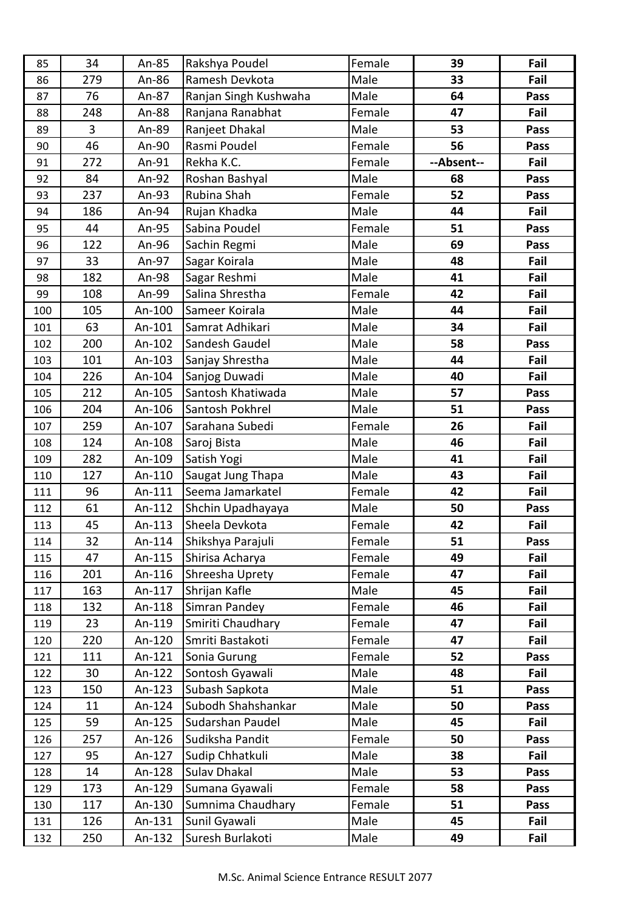| | | | | | | |
|---|---|---|---|---|---|---|
| 85 | 34 | An-85 | Rakshya Poudel | Female | **39** | **Fail** |
| 86 | 279 | An-86 | Ramesh Devkota | Male | **33** | **Fail** |
| 87 | 76 | An-87 | Ranjan Singh Kushwaha | Male | **64** | **Pass** |
| 88 | 248 | An-88 | Ranjana Ranabhat | Female | **47** | **Fail** |
| 89 | 3 | An-89 | Ranjeet Dhakal | Male | **53** | **Pass** |
| 90 | 46 | An-90 | Rasmi Poudel | Female | **56** | **Pass** |
| 91 | 272 | An-91 | Rekha K.C. | Female | **--Absent--** | **Fail** |
| 92 | 84 | An-92 | Roshan Bashyal | Male | **68** | **Pass** |
| 93 | 237 | An-93 | Rubina Shah | Female | **52** | **Pass** |
| 94 | 186 | An-94 | Rujan Khadka | Male | **44** | **Fail** |
| 95 | 44 | An-95 | Sabina Poudel | Female | **51** | **Pass** |
| 96 | 122 | An-96 | Sachin Regmi | Male | **69** | **Pass** |
| 97 | 33 | An-97 | Sagar Koirala | Male | **48** | **Fail** |
| 98 | 182 | An-98 | Sagar Reshmi | Male | **41** | **Fail** |
| 99 | 108 | An-99 | Salina Shrestha | Female | **42** | **Fail** |
| 100 | 105 | An-100 | Sameer Koirala | Male | **44** | **Fail** |
| 101 | 63 | An-101 | Samrat Adhikari | Male | **34** | **Fail** |
| 102 | 200 | An-102 | Sandesh Gaudel | Male | **58** | **Pass** |
| 103 | 101 | An-103 | Sanjay Shrestha | Male | **44** | **Fail** |
| 104 | 226 | An-104 | Sanjog Duwadi | Male | **40** | **Fail** |
| 105 | 212 | An-105 | Santosh Khatiwada | Male | **57** | **Pass** |
| 106 | 204 | An-106 | Santosh Pokhrel | Male | **51** | **Pass** |
| 107 | 259 | An-107 | Sarahana Subedi | Female | **26** | **Fail** |
| 108 | 124 | An-108 | Saroj Bista | Male | **46** | **Fail** |
| 109 | 282 | An-109 | Satish Yogi | Male | **41** | **Fail** |
| 110 | 127 | An-110 | Saugat Jung Thapa | Male | **43** | **Fail** |
| 111 | 96 | An-111 | Seema Jamarkatel | Female | **42** | **Fail** |
| 112 | 61 | An-112 | Shchin Upadhayaya | Male | **50** | **Pass** |
| 113 | 45 | An-113 | Sheela Devkota | Female | **42** | **Fail** |
| 114 | 32 | An-114 | Shikshya Parajuli | Female | **51** | **Pass** |
| 115 | 47 | An-115 | Shirisa Acharya | Female | **49** | **Fail** |
| 116 | 201 | An-116 | Shreesha Uprety | Female | **47** | **Fail** |
| 117 | 163 | An-117 | Shrijan Kafle | Male | **45** | **Fail** |
| 118 | 132 | An-118 | Simran Pandey | Female | **46** | **Fail** |
| 119 | 23 | An-119 | Smiriti Chaudhary | Female | **47** | **Fail** |
| 120 | 220 | An-120 | Smriti Bastakoti | Female | **47** | **Fail** |
| 121 | 111 | An-121 | Sonia Gurung | Female | **52** | **Pass** |
| 122 | 30 | An-122 | Sontosh Gyawali | Male | **48** | **Fail** |
| 123 | 150 | An-123 | Subash Sapkota | Male | **51** | **Pass** |
| 124 | 11 | An-124 | Subodh Shahshankar | Male | **50** | **Pass** |
| 125 | 59 | An-125 | Sudarshan Paudel | Male | **45** | **Fail** |
| 126 | 257 | An-126 | Sudiksha Pandit | Female | **50** | **Pass** |
| 127 | 95 | An-127 | Sudip Chhatkuli | Male | **38** | **Fail** |
| 128 | 14 | An-128 | Sulav Dhakal | Male | **53** | **Pass** |
| 129 | 173 | An-129 | Sumana Gyawali | Female | **58** | **Pass** |
| 130 | 117 | An-130 | Sumnima Chaudhary | Female | **51** | **Pass** |
| 131 | 126 | An-131 | Sunil Gyawali | Male | **45** | **Fail** |
| 132 | 250 | An-132 | Suresh Burlakoti | Male | **49** | **Fail** |

M.Sc. Animal Science Entrance RESULT 2077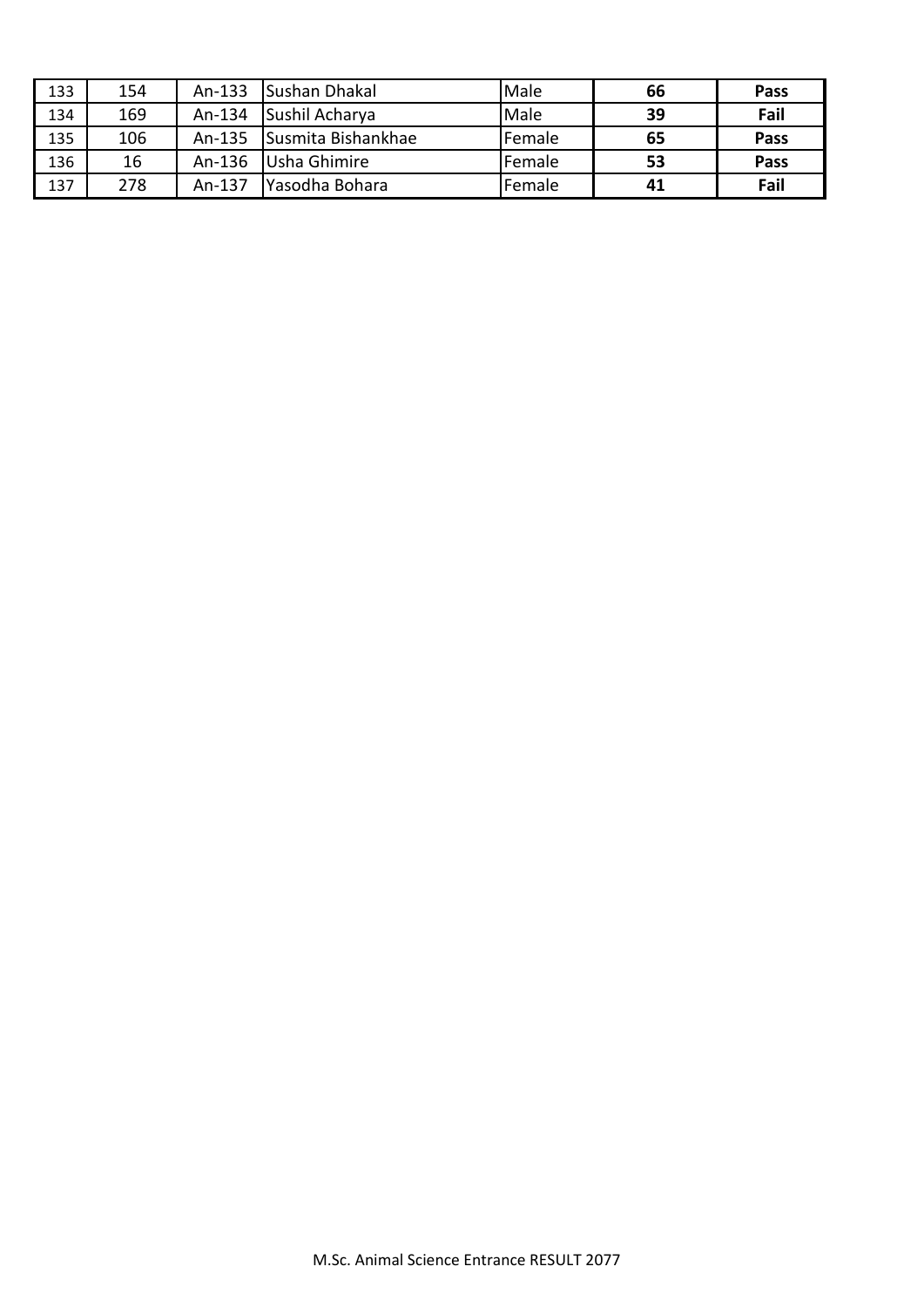| | | | | | | |
|---|---|---|---|---|---|---|
| 133 | 154 | An-133 | Sushan Dhakal | Male | **66** | **Pass** |
| 134 | 169 | An-134 | Sushil Acharya | Male | **39** | **Fail** |
| 135 | 106 | An-135 | Susmita Bishankhae | Female | **65** | **Pass** |
| 136 | 16 | An-136 | Usha Ghimire | Female | **53** | **Pass** |
| 137 | 278 | An-137 | Yasodha Bohara | Female | **41** | **Fail** |